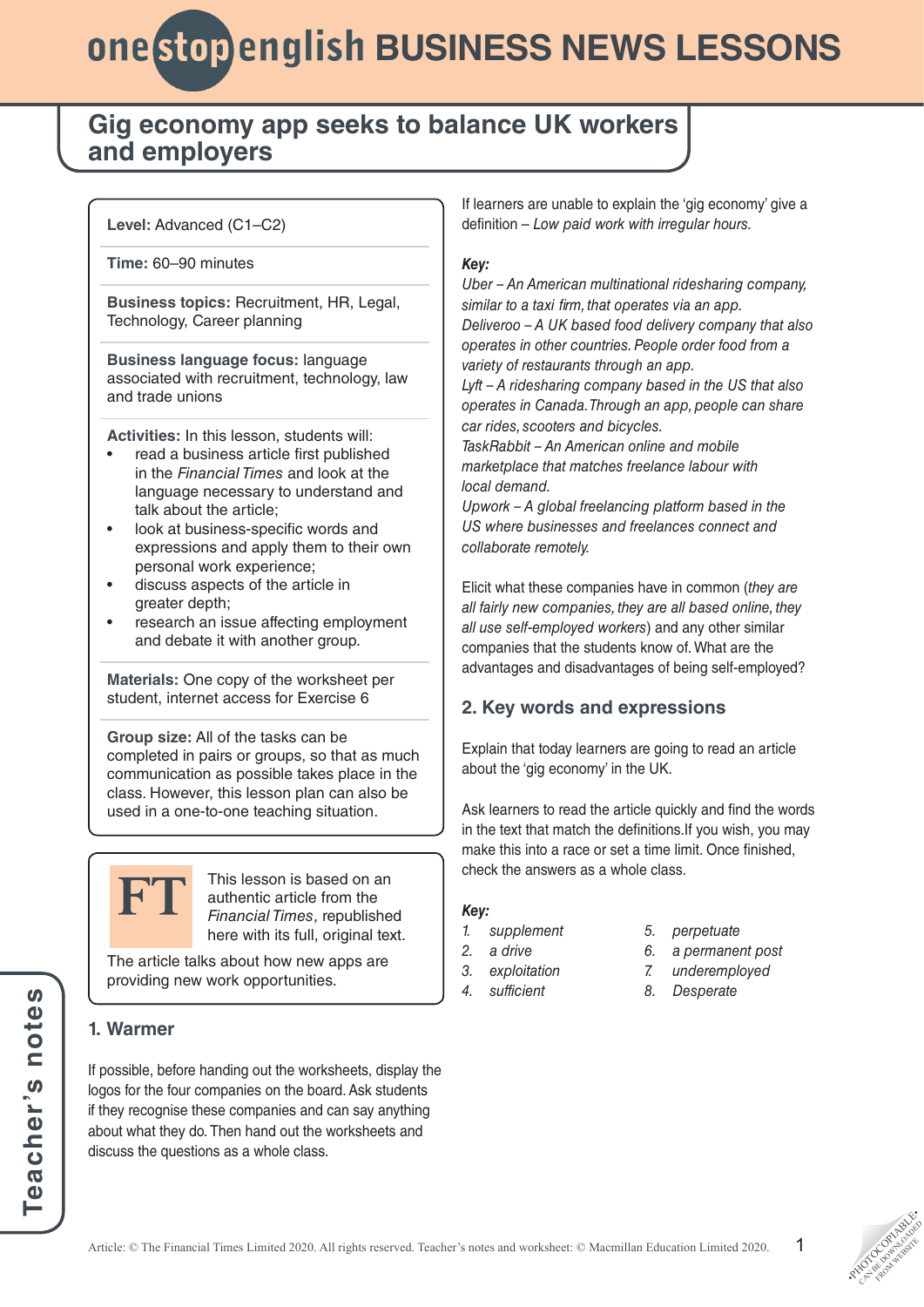# onestopenglish BUSINESS NEWS LESSONS

## Gig economy app seeks to balance UK workers and employers

**Level:** Advanced (C1–C2)

**Time:** 60–90 minutes

**Business topics:** Recruitment, HR, Legal, Technology, Career planning

**Business language focus:** language associated with recruitment, technology, law and trade unions

**Activities:** In this lesson, students will:

- read a business article first published in the *Financial Times* and look at the language necessary to understand and talk about the article;
- look at business-specific words and expressions and apply them to their own personal work experience;
- discuss aspects of the article in greater depth;
- research an issue affecting employment and debate it with another group.

**Materials:** One copy of the worksheet per student, internet access for Exercise 6

**Group size:** All of the tasks can be completed in pairs or groups, so that as much communication as possible takes place in the class. However, this lesson plan can also be used in a one-to-one teaching situation.

FT This lesson is based on an authentic article from the *Financial Times*, republished here with its full, original text.

The article talks about how new apps are providing new work opportunities.

### 1. Warmer

If possible, before handing out the worksheets, display the logos for the four companies on the board. Ask students if they recognise these companies and can say anything about what they do. Then hand out the worksheets and discuss the questions as a whole class.

If learners are unable to explain the 'gig economy' give a definition – *Low paid work with irregular hours.*

***Key:***

*Uber – An American multinational ridesharing company, similar to a taxi firm, that operates via an app.*
*Deliveroo – A UK based food delivery company that also operates in other countries. People order food from a variety of restaurants through an app.*
*Lyft – A ridesharing company based in the US that also operates in Canada. Through an app, people can share car rides, scooters and bicycles.*
*TaskRabbit – An American online and mobile marketplace that matches freelance labour with local demand.*
*Upwork – A global freelancing platform based in the US where businesses and freelances connect and collaborate remotely.*

Elicit what these companies have in common (*they are all fairly new companies, they are all based online, they all use self-employed workers*) and any other similar companies that the students know of. What are the advantages and disadvantages of being self-employed?

### 2. Key words and expressions

Explain that today learners are going to read an article about the 'gig economy' in the UK.

Ask learners to read the article quickly and find the words in the text that match the definitions.If you wish, you may make this into a race or set a time limit. Once finished, check the answers as a whole class.

***Key:***

1. *supplement*
2. *a drive*
3. *exploitation*
4. *sufficient*
5. *perpetuate*
6. *a permanent post*
7. *underemployed*
8. *Desperate*

Article: © The Financial Times Limited 2020. All rights reserved. Teacher's notes and worksheet: © Macmillan Education Limited 2020.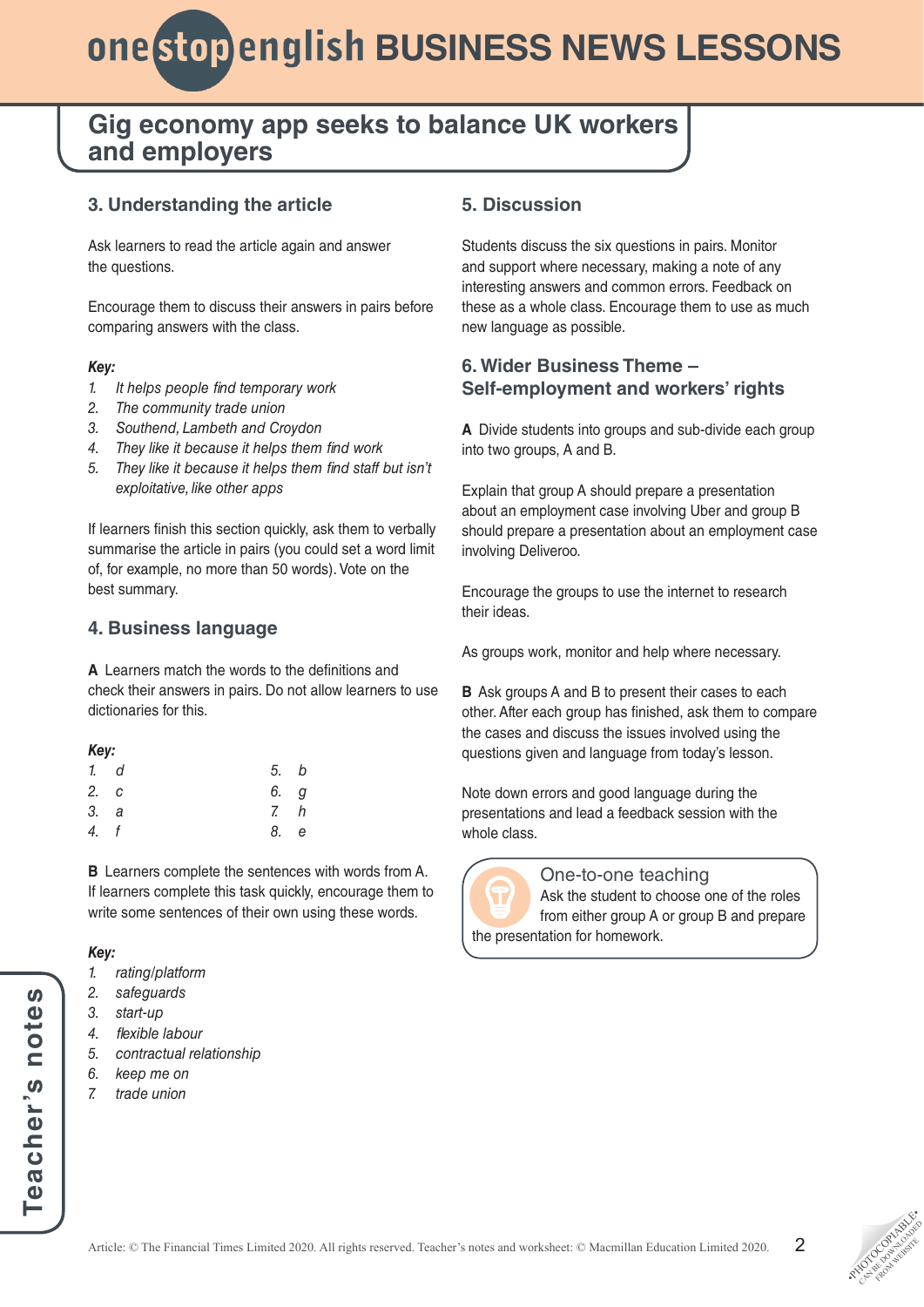# Gig economy app seeks to balance UK workers and employers

## 3. Understanding the article

Ask learners to read the article again and answer the questions.

Encourage them to discuss their answers in pairs before comparing answers with the class.

***Key:***

1. *It helps people find temporary work*
2. *The community trade union*
3. *Southend, Lambeth and Croydon*
4. *They like it because it helps them find work*
5. *They like it because it helps them find staff but isn't exploitative, like other apps*

If learners finish this section quickly, ask them to verbally summarise the article in pairs (you could set a word limit of, for example, no more than 50 words). Vote on the best summary.

## 4. Business language

**A** Learners match the words to the definitions and check their answers in pairs. Do not allow learners to use dictionaries for this.

***Key:***

1. *d*
2. *c*
3. *a*
4. *f*
5. *b*
6. *g*
7. *h*
8. *e*

**B** Learners complete the sentences with words from A. If learners complete this task quickly, encourage them to write some sentences of their own using these words.

***Key:***

1. *rating/platform*
2. *safeguards*
3. *start-up*
4. *flexible labour*
5. *contractual relationship*
6. *keep me on*
7. *trade union*

## 5. Discussion

Students discuss the six questions in pairs. Monitor and support where necessary, making a note of any interesting answers and common errors. Feedback on these as a whole class. Encourage them to use as much new language as possible.

## 6. Wider Business Theme – Self-employment and workers' rights

**A** Divide students into groups and sub-divide each group into two groups, A and B.

Explain that group A should prepare a presentation about an employment case involving Uber and group B should prepare a presentation about an employment case involving Deliveroo.

Encourage the groups to use the internet to research their ideas.

As groups work, monitor and help where necessary.

**B** Ask groups A and B to present their cases to each other. After each group has finished, ask them to compare the cases and discuss the issues involved using the questions given and language from today's lesson.

Note down errors and good language during the presentations and lead a feedback session with the whole class.

**One-to-one teaching**

Ask the student to choose one of the roles from either group A or group B and prepare the presentation for homework.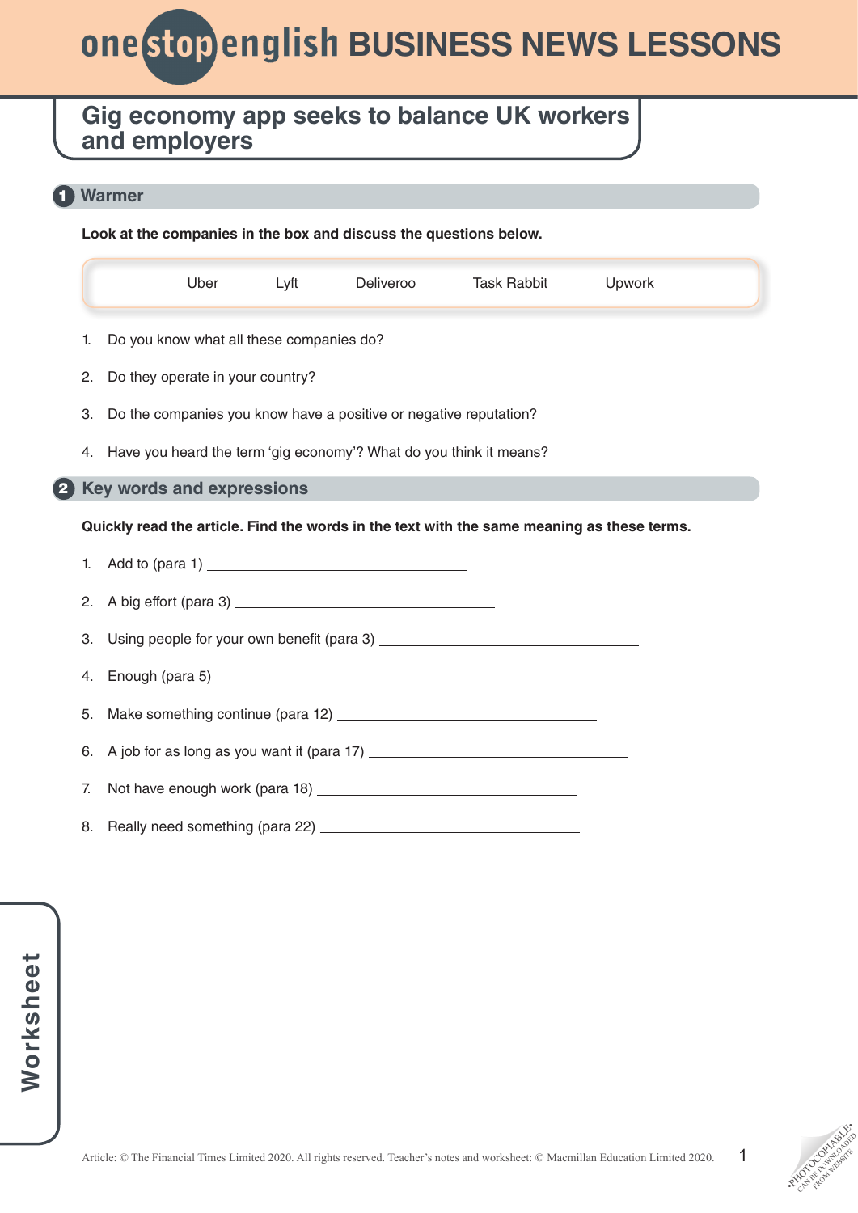# Gig economy app seeks to balance UK workers and employers

## 1 Warmer

**Look at the companies in the box and discuss the questions below.**

| Uber | Lyft | Deliveroo | Task Rabbit | Upwork |
|---|---|---|---|---|

1. Do you know what all these companies do?
2. Do they operate in your country?
3. Do the companies you know have a positive or negative reputation?
4. Have you heard the term 'gig economy'? What do you think it means?

## 2 Key words and expressions

**Quickly read the article. Find the words in the text with the same meaning as these terms.**

1. Add to (para 1) ________________________________
2. A big effort (para 3) ________________________________
3. Using people for your own benefit (para 3) ________________________________
4. Enough (para 5) ________________________________
5. Make something continue (para 12) ________________________________
6. A job for as long as you want it (para 17) ________________________________
7. Not have enough work (para 18) ________________________________
8. Really need something (para 22) ________________________________

Worksheet

Article: © The Financial Times Limited 2020. All rights reserved. Teacher's notes and worksheet: © Macmillan Education Limited 2020.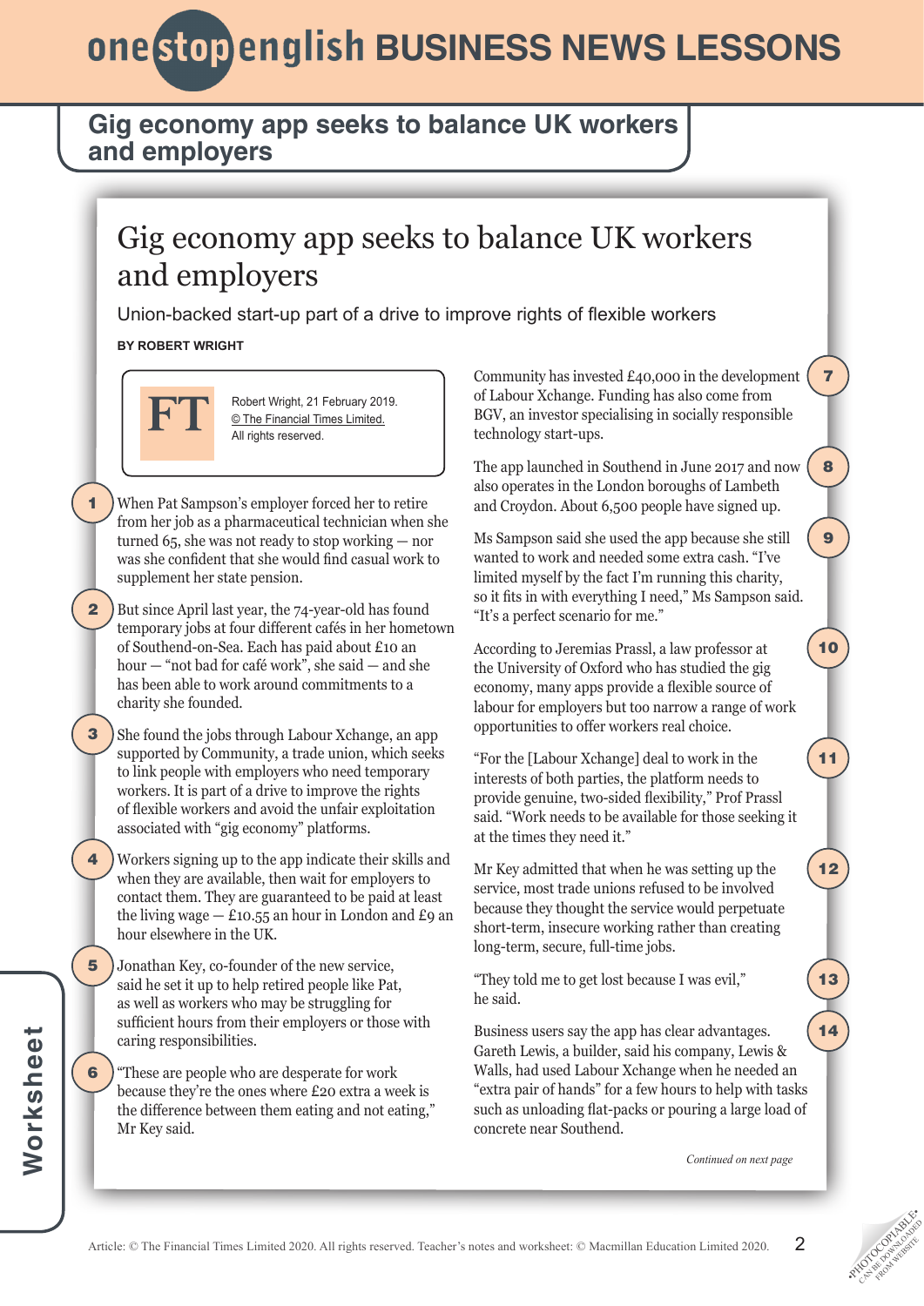## Gig economy app seeks to balance UK workers and employers

# Gig economy app seeks to balance UK workers and employers

Union-backed start-up part of a drive to improve rights of flexible workers

**BY ROBERT WRIGHT**

Robert Wright, 21 February 2019.
© The Financial Times Limited.
All rights reserved.

1 When Pat Sampson's employer forced her to retire from her job as a pharmaceutical technician when she turned 65, she was not ready to stop working — nor was she confident that she would find casual work to supplement her state pension.

2 But since April last year, the 74-year-old has found temporary jobs at four different cafés in her hometown of Southend-on-Sea. Each has paid about £10 an hour — "not bad for café work", she said — and she has been able to work around commitments to a charity she founded.

3 She found the jobs through Labour Xchange, an app supported by Community, a trade union, which seeks to link people with employers who need temporary workers. It is part of a drive to improve the rights of flexible workers and avoid the unfair exploitation associated with "gig economy" platforms.

4 Workers signing up to the app indicate their skills and when they are available, then wait for employers to contact them. They are guaranteed to be paid at least the living wage — £10.55 an hour in London and £9 an hour elsewhere in the UK.

5 Jonathan Key, co-founder of the new service, said he set it up to help retired people like Pat, as well as workers who may be struggling for sufficient hours from their employers or those with caring responsibilities.

6 "These are people who are desperate for work because they're the ones where £20 extra a week is the difference between them eating and not eating," Mr Key said.

7 Community has invested £40,000 in the development of Labour Xchange. Funding has also come from BGV, an investor specialising in socially responsible technology start-ups.

8 The app launched in Southend in June 2017 and now also operates in the London boroughs of Lambeth and Croydon. About 6,500 people have signed up.

9 Ms Sampson said she used the app because she still wanted to work and needed some extra cash. "I've limited myself by the fact I'm running this charity, so it fits in with everything I need," Ms Sampson said. "It's a perfect scenario for me."

10 According to Jeremias Prassl, a law professor at the University of Oxford who has studied the gig economy, many apps provide a flexible source of labour for employers but too narrow a range of work opportunities to offer workers real choice.

11 "For the [Labour Xchange] deal to work in the interests of both parties, the platform needs to provide genuine, two-sided flexibility," Prof Prassl said. "Work needs to be available for those seeking it at the times they need it."

12 Mr Key admitted that when he was setting up the service, most trade unions refused to be involved because they thought the service would perpetuate short-term, insecure working rather than creating long-term, secure, full-time jobs.

13 "They told me to get lost because I was evil," he said.

14 Business users say the app has clear advantages. Gareth Lewis, a builder, said his company, Lewis & Walls, had used Labour Xchange when he needed an "extra pair of hands" for a few hours to help with tasks such as unloading flat-packs or pouring a large load of concrete near Southend.

*Continued on next page*

Article: © The Financial Times Limited 2020. All rights reserved. Teacher's notes and worksheet: © Macmillan Education Limited 2020.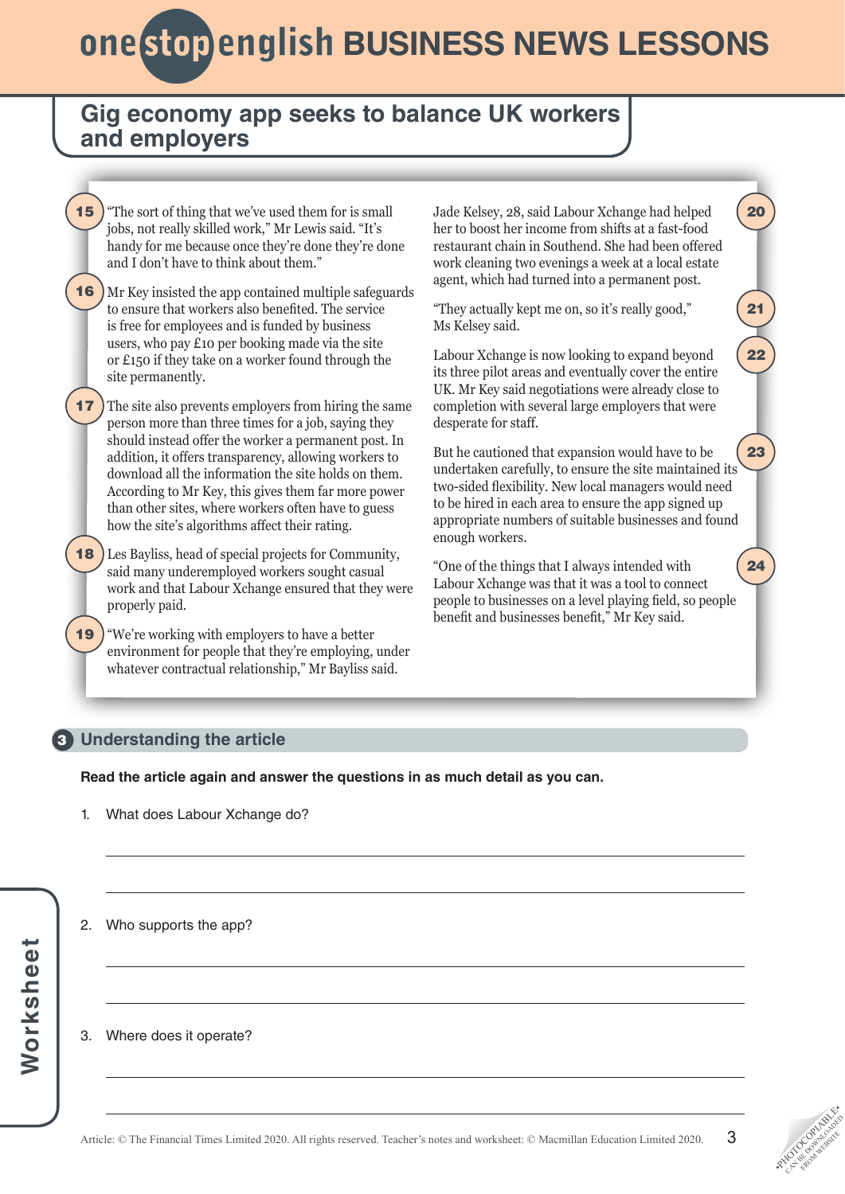## Gig economy app seeks to balance UK workers and employers

15 "The sort of thing that we've used them for is small jobs, not really skilled work," Mr Lewis said. "It's handy for me because once they're done they're done and I don't have to think about them."

16 Mr Key insisted the app contained multiple safeguards to ensure that workers also benefited. The service is free for employees and is funded by business users, who pay £10 per booking made via the site or £150 if they take on a worker found through the site permanently.

17 The site also prevents employers from hiring the same person more than three times for a job, saying they should instead offer the worker a permanent post. In addition, it offers transparency, allowing workers to download all the information the site holds on them. According to Mr Key, this gives them far more power than other sites, where workers often have to guess how the site's algorithms affect their rating.

18 Les Bayliss, head of special projects for Community, said many underemployed workers sought casual work and that Labour Xchange ensured that they were properly paid.

19 "We're working with employers to have a better environment for people that they're employing, under whatever contractual relationship," Mr Bayliss said.

20 Jade Kelsey, 28, said Labour Xchange had helped her to boost her income from shifts at a fast-food restaurant chain in Southend. She had been offered work cleaning two evenings a week at a local estate agent, which had turned into a permanent post.

21 "They actually kept me on, so it's really good," Ms Kelsey said.

22 Labour Xchange is now looking to expand beyond its three pilot areas and eventually cover the entire UK. Mr Key said negotiations were already close to completion with several large employers that were desperate for staff.

23 But he cautioned that expansion would have to be undertaken carefully, to ensure the site maintained its two-sided flexibility. New local managers would need to be hired in each area to ensure the app signed up appropriate numbers of suitable businesses and found enough workers.

24 "One of the things that I always intended with Labour Xchange was that it was a tool to connect people to businesses on a level playing field, so people benefit and businesses benefit," Mr Key said.

## 3 Understanding the article

**Read the article again and answer the questions in as much detail as you can.**

1. What does Labour Xchange do?

______________________________________________

______________________________________________

2. Who supports the app?

______________________________________________

______________________________________________

3. Where does it operate?

______________________________________________

______________________________________________

Article: © The Financial Times Limited 2020. All rights reserved. Teacher's notes and worksheet: © Macmillan Education Limited 2020.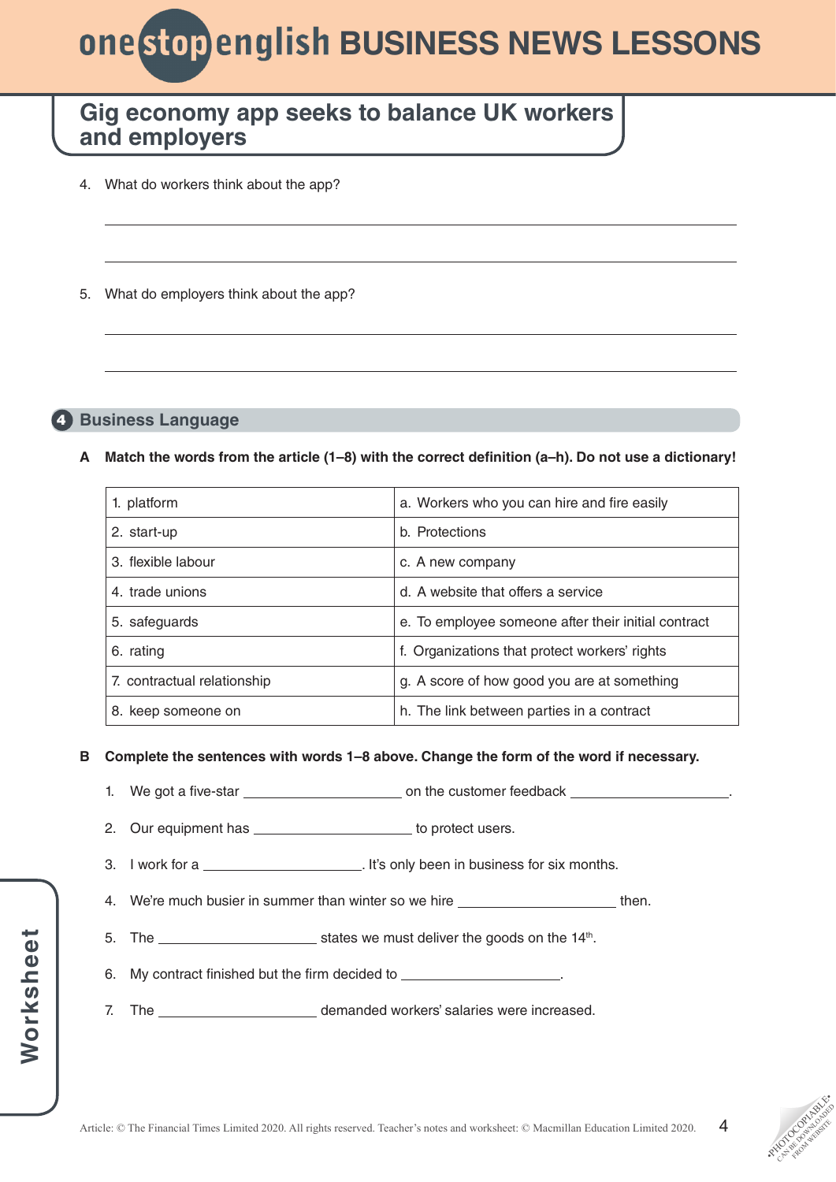## Gig economy app seeks to balance UK workers and employers

4. What do workers think about the app?

_______________________________________________

_______________________________________________

5. What do employers think about the app?

_______________________________________________

_______________________________________________

## 4 Business Language

**A Match the words from the article (1–8) with the correct definition (a–h). Do not use a dictionary!**

| | |
|---|---|
| 1. platform | a. Workers who you can hire and fire easily |
| 2. start-up | b. Protections |
| 3. flexible labour | c. A new company |
| 4. trade unions | d. A website that offers a service |
| 5. safeguards | e. To employee someone after their initial contract |
| 6. rating | f. Organizations that protect workers' rights |
| 7. contractual relationship | g. A score of how good you are at something |
| 8. keep someone on | h. The link between parties in a contract |

**B Complete the sentences with words 1–8 above. Change the form of the word if necessary.**

1. We got a five-star ____________________ on the customer feedback ____________________.
2. Our equipment has ____________________ to protect users.
3. I work for a ____________________. It's only been in business for six months.
4. We're much busier in summer than winter so we hire ____________________ then.
5. The ____________________ states we must deliver the goods on the 14th.
6. My contract finished but the firm decided to ____________________.
7. The ____________________ demanded workers' salaries were increased.

Article: © The Financial Times Limited 2020. All rights reserved. Teacher's notes and worksheet: © Macmillan Education Limited 2020.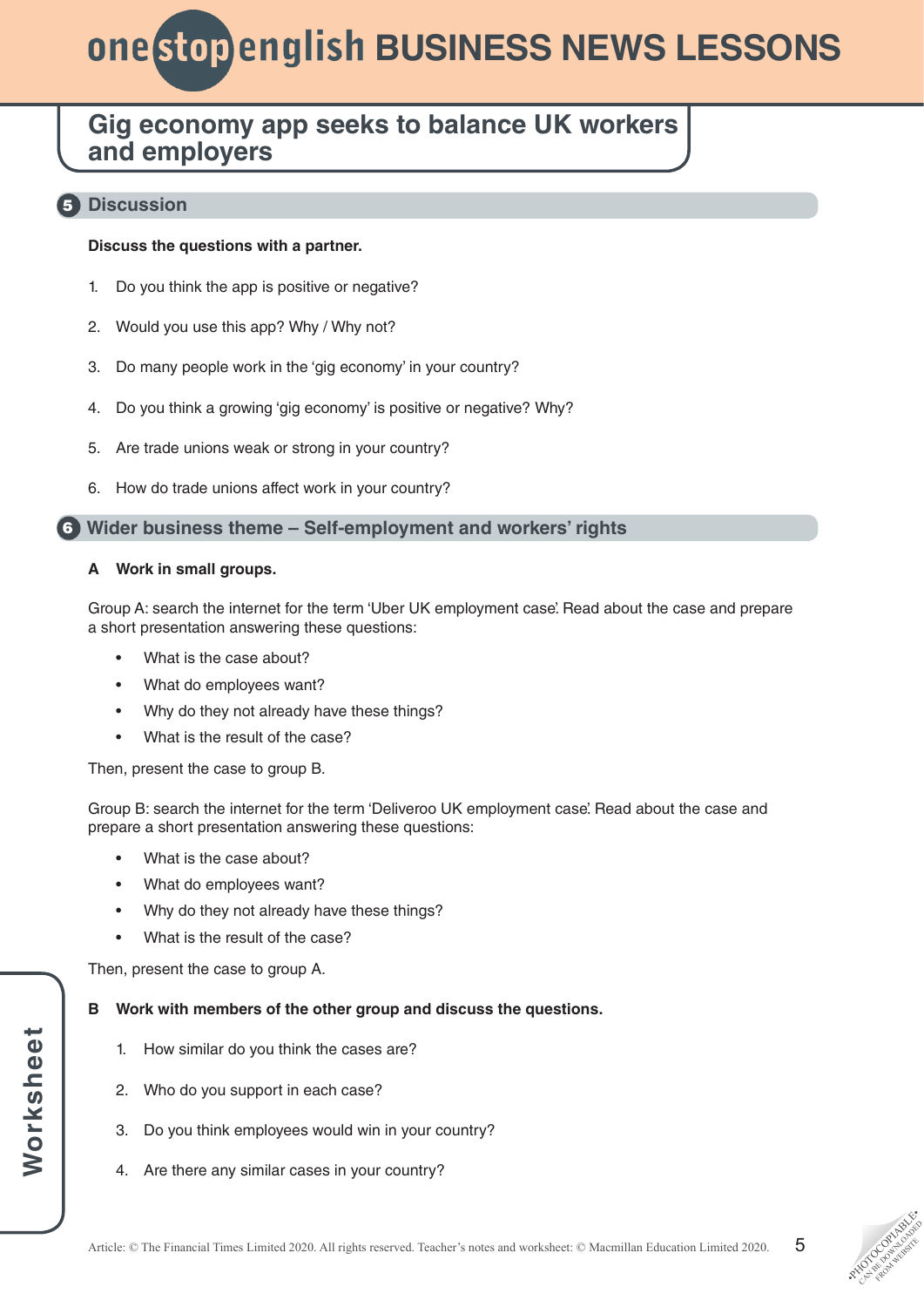# Gig economy app seeks to balance UK workers and employers

## 5 Discussion

**Discuss the questions with a partner.**

1. Do you think the app is positive or negative?
2. Would you use this app? Why / Why not?
3. Do many people work in the 'gig economy' in your country?
4. Do you think a growing 'gig economy' is positive or negative? Why?
5. Are trade unions weak or strong in your country?
6. How do trade unions affect work in your country?

## 6 Wider business theme – Self-employment and workers' rights

**A Work in small groups.**

Group A: search the internet for the term 'Uber UK employment case'. Read about the case and prepare a short presentation answering these questions:

- What is the case about?
- What do employees want?
- Why do they not already have these things?
- What is the result of the case?

Then, present the case to group B.

Group B: search the internet for the term 'Deliveroo UK employment case'. Read about the case and prepare a short presentation answering these questions:

- What is the case about?
- What do employees want?
- Why do they not already have these things?
- What is the result of the case?

Then, present the case to group A.

**B Work with members of the other group and discuss the questions.**

1. How similar do you think the cases are?
2. Who do you support in each case?
3. Do you think employees would win in your country?
4. Are there any similar cases in your country?

Article: © The Financial Times Limited 2020. All rights reserved. Teacher's notes and worksheet: © Macmillan Education Limited 2020.